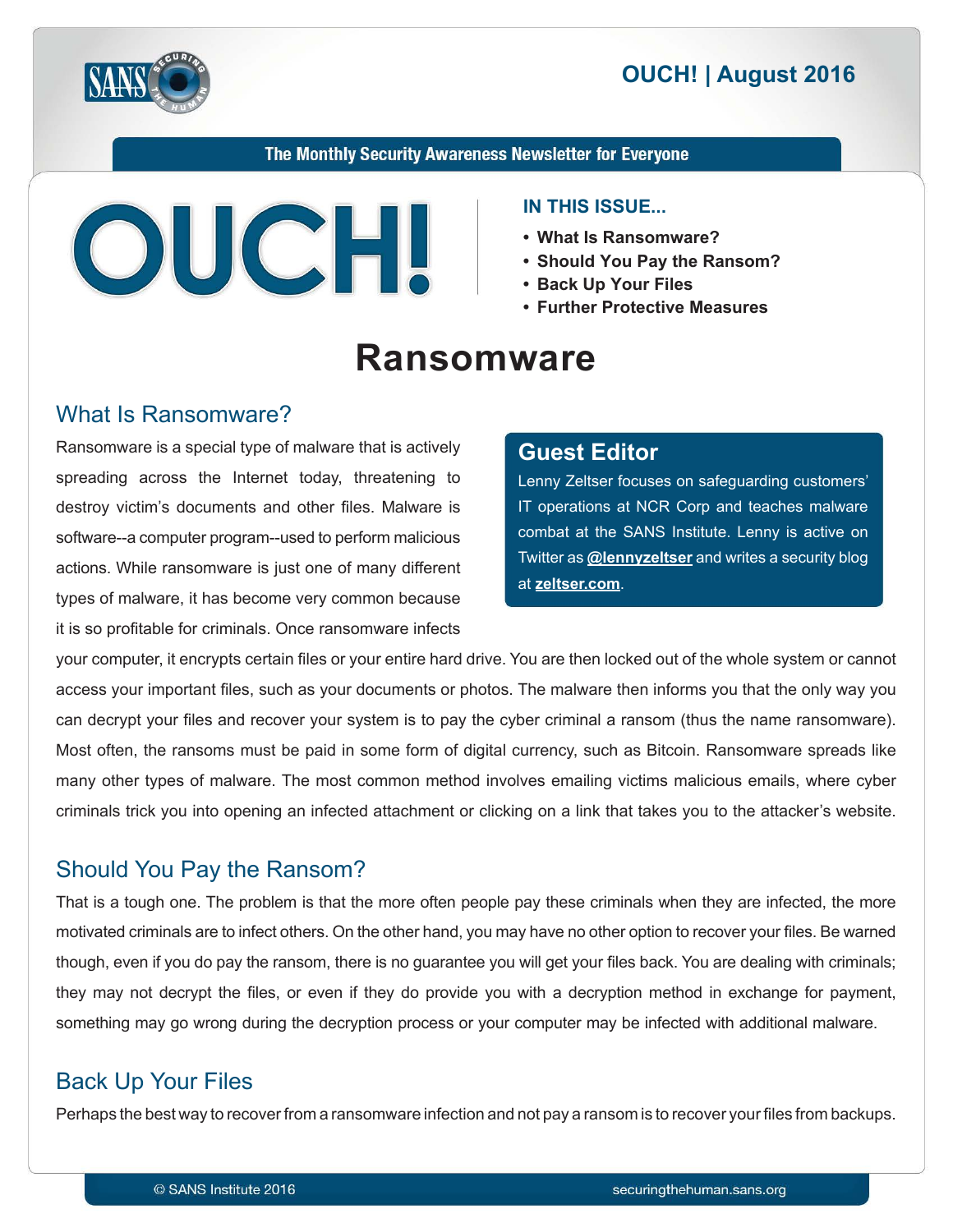OUCH! | August 2016

The Monthly Security Awareness Newsletter for Everyone

# OUCH!

**IN THIS ISSUE...**

- **What Is Ransomware?**
- **Should You Pay the Ransom?**
- **Back Up Your Files**
- **Further Protective Measures**

# Ransomware

## What Is Ransomware?

Ransomware is a special type of malware that is actively spreading across the Internet today, threatening to destroy victim's documents and other files. Malware is software--a computer program--used to perform malicious actions. While ransomware is just one of many different types of malware, it has become very common because it is so profitable for criminals. Once ransomware infects your computer, it encrypts certain files or your entire hard drive. You are then locked out of the whole system or cannot access your important files, such as your documents or photos. The malware then informs you that the only way you can decrypt your files and recover your system is to pay the cyber criminal a ransom (thus the name ransomware). Most often, the ransoms must be paid in some form of digital currency, such as Bitcoin. Ransomware spreads like many other types of malware. The most common method involves emailing victims malicious emails, where cyber criminals trick you into opening an infected attachment or clicking on a link that takes you to the attacker's website.

> **Guest Editor**
>
> Lenny Zeltser focuses on safeguarding customers' IT operations at NCR Corp and teaches malware combat at the SANS Institute. Lenny is active on Twitter as **@lennyzeltser** and writes a security blog at **zeltser.com**.

## Should You Pay the Ransom?

That is a tough one. The problem is that the more often people pay these criminals when they are infected, the more motivated criminals are to infect others. On the other hand, you may have no other option to recover your files. Be warned though, even if you do pay the ransom, there is no guarantee you will get your files back. You are dealing with criminals; they may not decrypt the files, or even if they do provide you with a decryption method in exchange for payment, something may go wrong during the decryption process or your computer may be infected with additional malware.

## Back Up Your Files

Perhaps the best way to recover from a ransomware infection and not pay a ransom is to recover your files from backups.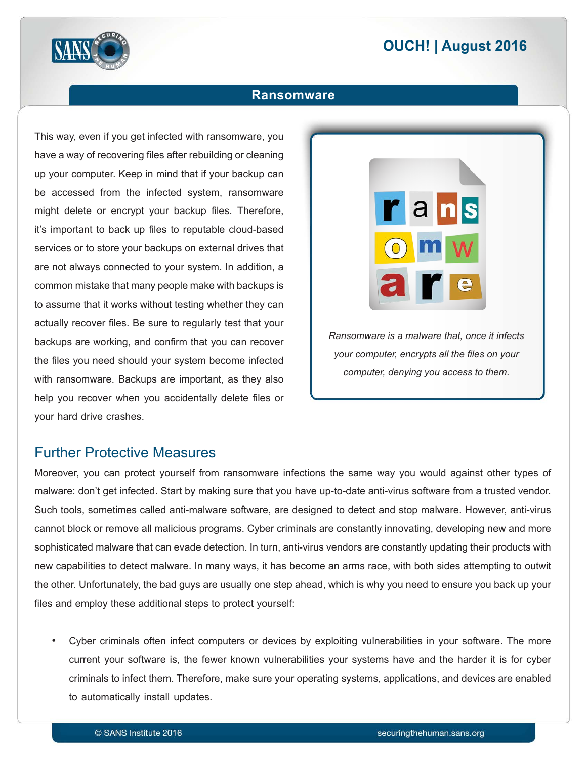This way, even if you get infected with ransomware, you have a way of recovering files after rebuilding or cleaning up your computer. Keep in mind that if your backup can be accessed from the infected system, ransomware might delete or encrypt your backup files. Therefore, it's important to back up files to reputable cloud-based services or to store your backups on external drives that are not always connected to your system. In addition, a common mistake that many people make with backups is to assume that it works without testing whether they can actually recover files. Be sure to regularly test that your backups are working, and confirm that you can recover the files you need should your system become infected with ransomware. Backups are important, as they also help you recover when you accidentally delete files or your hard drive crashes.

*Ransomware is a malware that, once it infects your computer, encrypts all the files on your computer, denying you access to them.*

## Further Protective Measures

Moreover, you can protect yourself from ransomware infections the same way you would against other types of malware: don't get infected. Start by making sure that you have up-to-date anti-virus software from a trusted vendor. Such tools, sometimes called anti-malware software, are designed to detect and stop malware. However, anti-virus cannot block or remove all malicious programs. Cyber criminals are constantly innovating, developing new and more sophisticated malware that can evade detection. In turn, anti-virus vendors are constantly updating their products with new capabilities to detect malware. In many ways, it has become an arms race, with both sides attempting to outwit the other. Unfortunately, the bad guys are usually one step ahead, which is why you need to ensure you back up your files and employ these additional steps to protect yourself:

- Cyber criminals often infect computers or devices by exploiting vulnerabilities in your software. The more current your software is, the fewer known vulnerabilities your systems have and the harder it is for cyber criminals to infect them. Therefore, make sure your operating systems, applications, and devices are enabled to automatically install updates.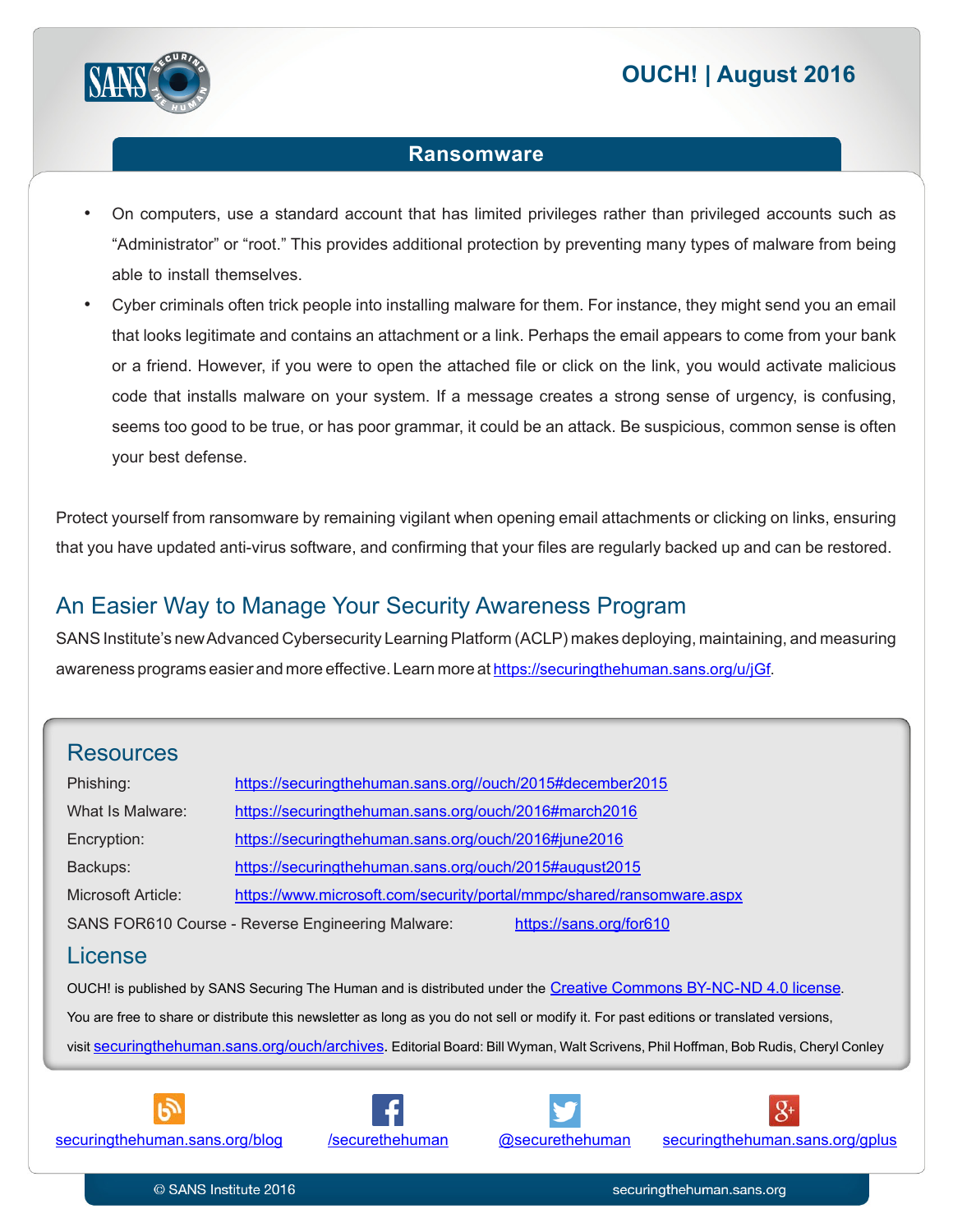- On computers, use a standard account that has limited privileges rather than privileged accounts such as "Administrator" or "root." This provides additional protection by preventing many types of malware from being able to install themselves.
- Cyber criminals often trick people into installing malware for them. For instance, they might send you an email that looks legitimate and contains an attachment or a link. Perhaps the email appears to come from your bank or a friend. However, if you were to open the attached file or click on the link, you would activate malicious code that installs malware on your system. If a message creates a strong sense of urgency, is confusing, seems too good to be true, or has poor grammar, it could be an attack. Be suspicious, common sense is often your best defense.

Protect yourself from ransomware by remaining vigilant when opening email attachments or clicking on links, ensuring that you have updated anti-virus software, and confirming that your files are regularly backed up and can be restored.

## An Easier Way to Manage Your Security Awareness Program

SANS Institute's new Advanced Cybersecurity Learning Platform (ACLP) makes deploying, maintaining, and measuring awareness programs easier and more effective. Learn more at https://securingthehuman.sans.org/u/jGf.

## Resources

| | |
|---|---|
| Phishing: | https://securingthehuman.sans.org//ouch/2015#december2015 |
| What Is Malware: | https://securingthehuman.sans.org/ouch/2016#march2016 |
| Encryption: | https://securingthehuman.sans.org/ouch/2016#june2016 |
| Backups: | https://securingthehuman.sans.org/ouch/2015#august2015 |
| Microsoft Article: | https://www.microsoft.com/security/portal/mmpc/shared/ransomware.aspx |
| SANS FOR610 Course - Reverse Engineering Malware: | https://sans.org/for610 |

## License

OUCH! is published by SANS Securing The Human and is distributed under the Creative Commons BY-NC-ND 4.0 license. You are free to share or distribute this newsletter as long as you do not sell or modify it. For past editions or translated versions, visit securingthehuman.sans.org/ouch/archives. Editorial Board: Bill Wyman, Walt Scrivens, Phil Hoffman, Bob Rudis, Cheryl Conley

securingthehuman.sans.org/blog | /securethehuman | @securethehuman | securingthehuman.sans.org/gplus